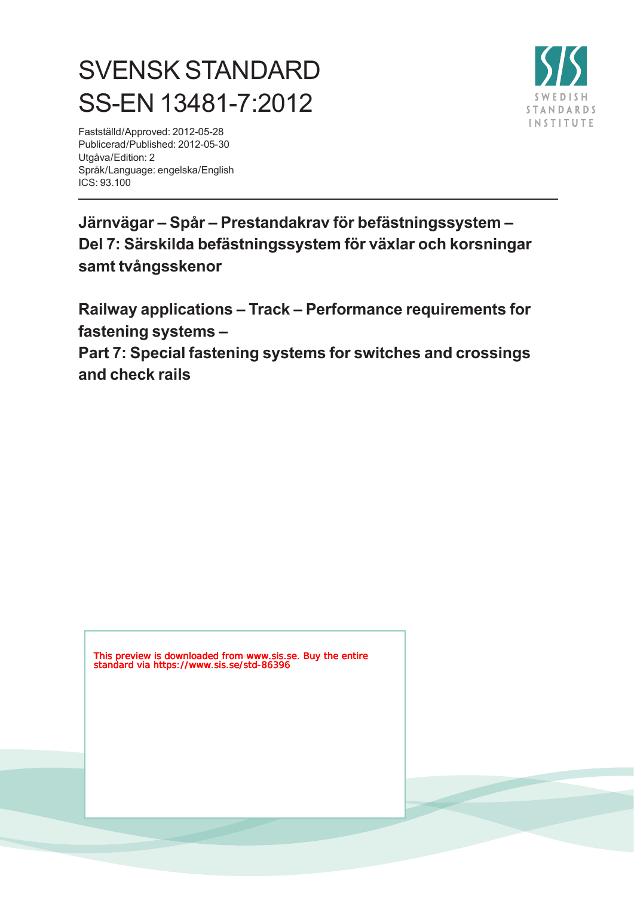# SVENSK STANDARD
# SS-EN 13481-7:2012

Fastställd/Approved: 2012-05-28
Publicerad/Published: 2012-05-30
Utgåva/Edition: 2
Språk/Language: engelska/English
ICS: 93.100

SWEDISH STANDARDS INSTITUTE

**Järnvägar – Spår – Prestandakrav för befästningssystem – Del 7: Särskilda befästningssystem för växlar och korsningar samt tvångsskenor**

**Railway applications – Track – Performance requirements for fastening systems – Part 7: Special fastening systems for switches and crossings and check rails**

This preview is downloaded from www.sis.se. Buy the entire standard via https://www.sis.se/std-86396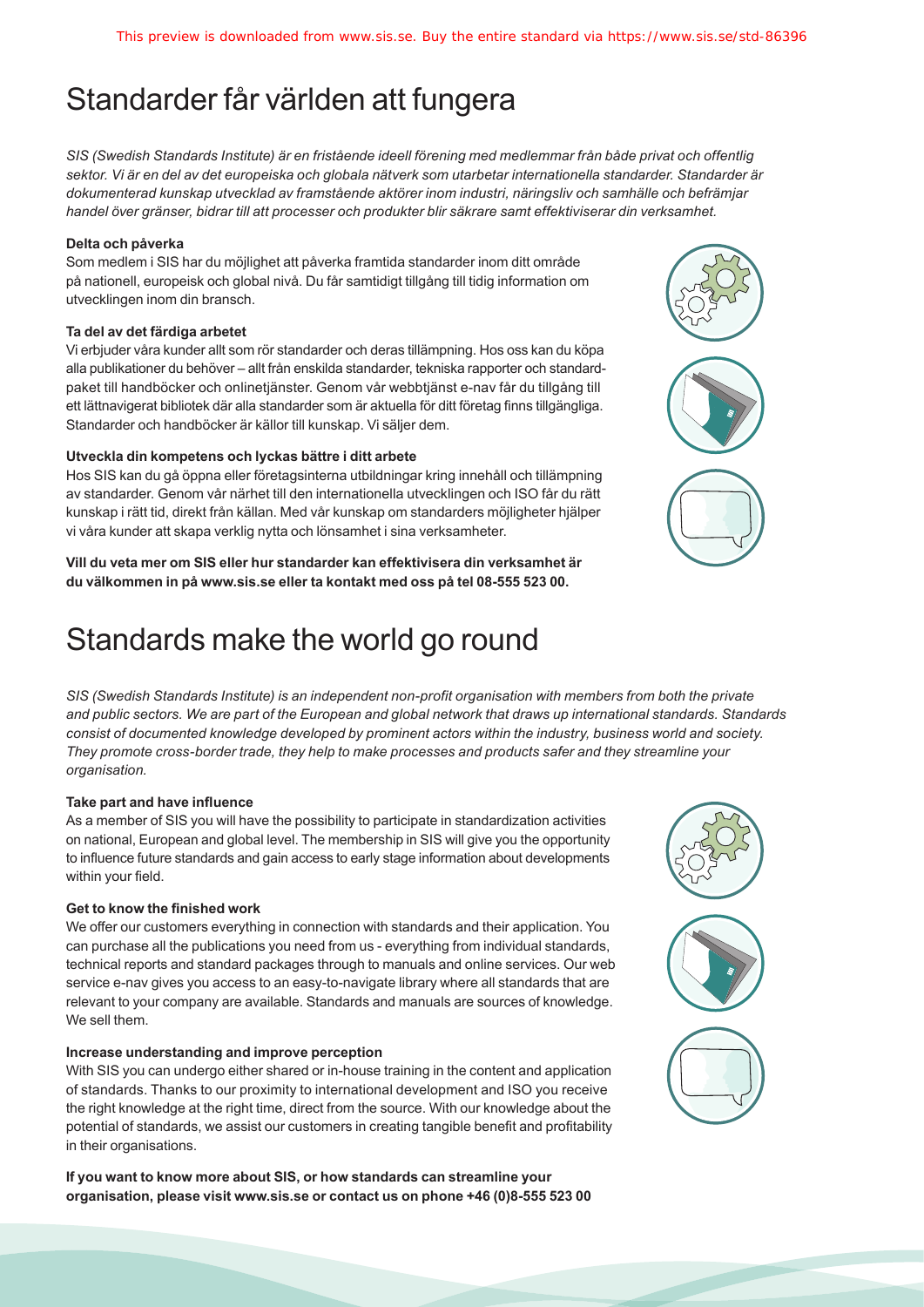# Standarder får världen att fungera

*SIS (Swedish Standards Institute) är en fristående ideell förening med medlemmar från både privat och offentlig sektor. Vi är en del av det europeiska och globala nätverk som utarbetar internationella standarder. Standarder är dokumenterad kunskap utvecklad av framstående aktörer inom industri, näringsliv och samhälle och befrämjar handel över gränser, bidrar till att processer och produkter blir säkrare samt effektiviserar din verksamhet.*

**Delta och påverka**

Som medlem i SIS har du möjlighet att påverka framtida standarder inom ditt område på nationell, europeisk och global nivå. Du får samtidigt tillgång till tidig information om utvecklingen inom din bransch.

**Ta del av det färdiga arbetet**

Vi erbjuder våra kunder allt som rör standarder och deras tillämpning. Hos oss kan du köpa alla publikationer du behöver – allt från enskilda standarder, tekniska rapporter och standardpaket till handböcker och onlinetjänster. Genom vår webbtjänst e-nav får du tillgång till ett lättnavigerat bibliotek där alla standarder som är aktuella för ditt företag finns tillgängliga. Standarder och handböcker är källor till kunskap. Vi säljer dem.

**Utveckla din kompetens och lyckas bättre i ditt arbete**

Hos SIS kan du gå öppna eller företagsinterna utbildningar kring innehåll och tillämpning av standarder. Genom vår närhet till den internationella utvecklingen och ISO får du rätt kunskap i rätt tid, direkt från källan. Med vår kunskap om standarders möjligheter hjälper vi våra kunder att skapa verklig nytta och lönsamhet i sina verksamheter.

**Vill du veta mer om SIS eller hur standarder kan effektivisera din verksamhet är du välkommen in på www.sis.se eller ta kontakt med oss på tel 08-555 523 00.**

# Standards make the world go round

*SIS (Swedish Standards Institute) is an independent non-profit organisation with members from both the private and public sectors. We are part of the European and global network that draws up international standards. Standards consist of documented knowledge developed by prominent actors within the industry, business world and society. They promote cross-border trade, they help to make processes and products safer and they streamline your organisation.*

**Take part and have influence**

As a member of SIS you will have the possibility to participate in standardization activities on national, European and global level. The membership in SIS will give you the opportunity to influence future standards and gain access to early stage information about developments within your field.

**Get to know the finished work**

We offer our customers everything in connection with standards and their application. You can purchase all the publications you need from us - everything from individual standards, technical reports and standard packages through to manuals and online services. Our web service e-nav gives you access to an easy-to-navigate library where all standards that are relevant to your company are available. Standards and manuals are sources of knowledge. We sell them.

**Increase understanding and improve perception**

With SIS you can undergo either shared or in-house training in the content and application of standards. Thanks to our proximity to international development and ISO you receive the right knowledge at the right time, direct from the source. With our knowledge about the potential of standards, we assist our customers in creating tangible benefit and profitability in their organisations.

**If you want to know more about SIS, or how standards can streamline your organisation, please visit www.sis.se or contact us on phone +46 (0)8-555 523 00**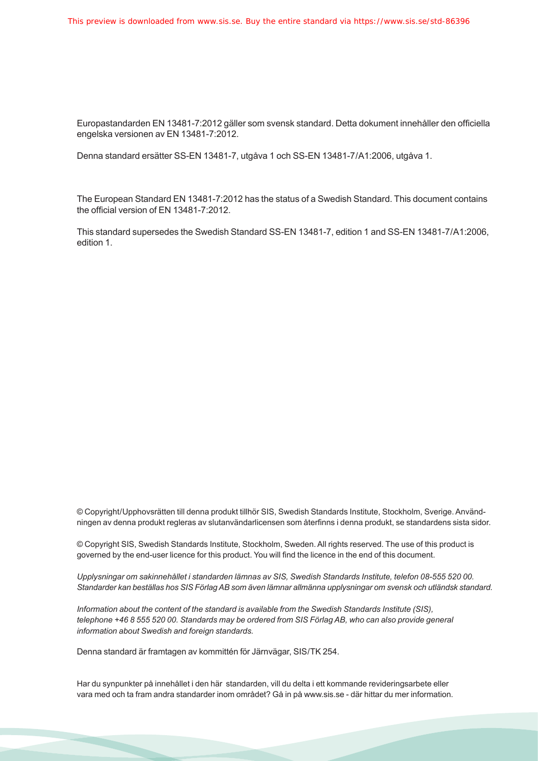Europastandarden EN 13481-7:2012 gäller som svensk standard. Detta dokument innehåller den officiella engelska versionen av EN 13481-7:2012.

Denna standard ersätter SS-EN 13481-7, utgåva 1 och SS-EN 13481-7/A1:2006, utgåva 1.

The European Standard EN 13481-7:2012 has the status of a Swedish Standard. This document contains the official version of EN 13481-7:2012.

This standard supersedes the Swedish Standard SS-EN 13481-7, edition 1 and SS-EN 13481-7/A1:2006, edition 1.

© Copyright/Upphovsrätten till denna produkt tillhör SIS, Swedish Standards Institute, Stockholm, Sverige. Användningen av denna produkt regleras av slutanvändarlicensen som återfinns i denna produkt, se standardens sista sidor.

© Copyright SIS, Swedish Standards Institute, Stockholm, Sweden. All rights reserved. The use of this product is governed by the end-user licence for this product. You will find the licence in the end of this document.

*Upplysningar om sakinnehållet i standarden lämnas av SIS, Swedish Standards Institute, telefon 08-555 520 00. Standarder kan beställas hos SIS Förlag AB som även lämnar allmänna upplysningar om svensk och utländsk standard.*

*Information about the content of the standard is available from the Swedish Standards Institute (SIS), telephone +46 8 555 520 00. Standards may be ordered from SIS Förlag AB, who can also provide general information about Swedish and foreign standards.*

Denna standard är framtagen av kommittén för Järnvägar, SIS/TK 254.

Har du synpunkter på innehållet i den här standarden, vill du delta i ett kommande revideringsarbete eller vara med och ta fram andra standarder inom området? Gå in på www.sis.se - där hittar du mer information.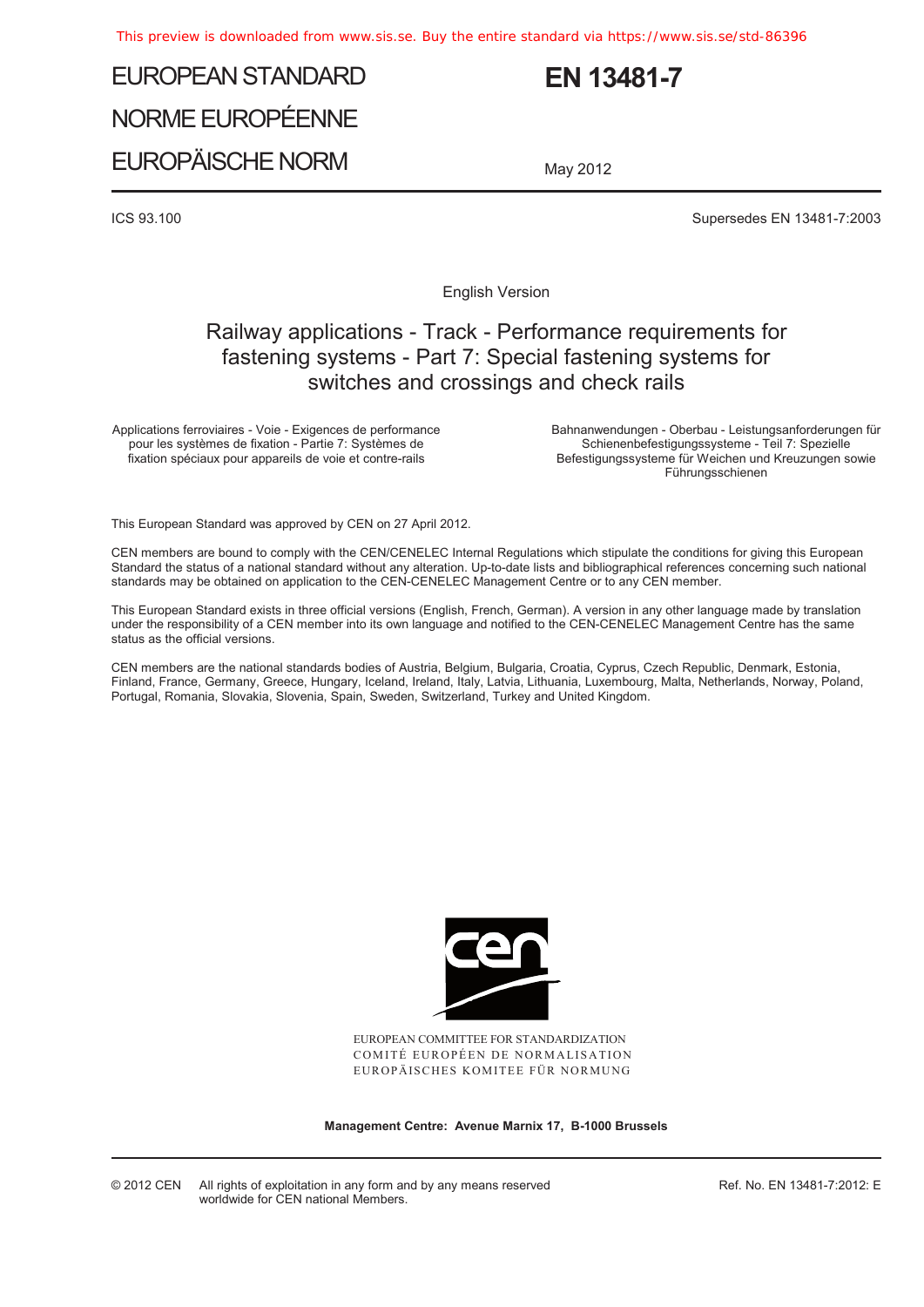This preview is downloaded from www.sis.se. Buy the entire standard via https://www.sis.se/std-86396

# EUROPEAN STANDARD
# NORME EUROPÉENNE
# EUROPÄISCHE NORM

# EN 13481-7

May 2012

ICS 93.100

Supersedes EN 13481-7:2003

English Version

## Railway applications - Track - Performance requirements for fastening systems - Part 7: Special fastening systems for switches and crossings and check rails

Applications ferroviaires - Voie - Exigences de performance pour les systèmes de fixation - Partie 7: Systèmes de fixation spéciaux pour appareils de voie et contre-rails

Bahnanwendungen - Oberbau - Leistungsanforderungen für Schienenbefestigungssysteme - Teil 7: Spezielle Befestigungssysteme für Weichen und Kreuzungen sowie Führungsschienen

This European Standard was approved by CEN on 27 April 2012.

CEN members are bound to comply with the CEN/CENELEC Internal Regulations which stipulate the conditions for giving this European Standard the status of a national standard without any alteration. Up-to-date lists and bibliographical references concerning such national standards may be obtained on application to the CEN-CENELEC Management Centre or to any CEN member.

This European Standard exists in three official versions (English, French, German). A version in any other language made by translation under the responsibility of a CEN member into its own language and notified to the CEN-CENELEC Management Centre has the same status as the official versions.

CEN members are the national standards bodies of Austria, Belgium, Bulgaria, Croatia, Cyprus, Czech Republic, Denmark, Estonia, Finland, France, Germany, Greece, Hungary, Iceland, Ireland, Italy, Latvia, Lithuania, Luxembourg, Malta, Netherlands, Norway, Poland, Portugal, Romania, Slovakia, Slovenia, Spain, Sweden, Switzerland, Turkey and United Kingdom.

EUROPEAN COMMITTEE FOR STANDARDIZATION
COMITÉ EUROPÉEN DE NORMALISATION
EUROPÄISCHES KOMITEE FÜR NORMUNG

**Management Centre: Avenue Marnix 17, B-1000 Brussels**

© 2012 CEN All rights of exploitation in any form and by any means reserved worldwide for CEN national Members.

Ref. No. EN 13481-7:2012: E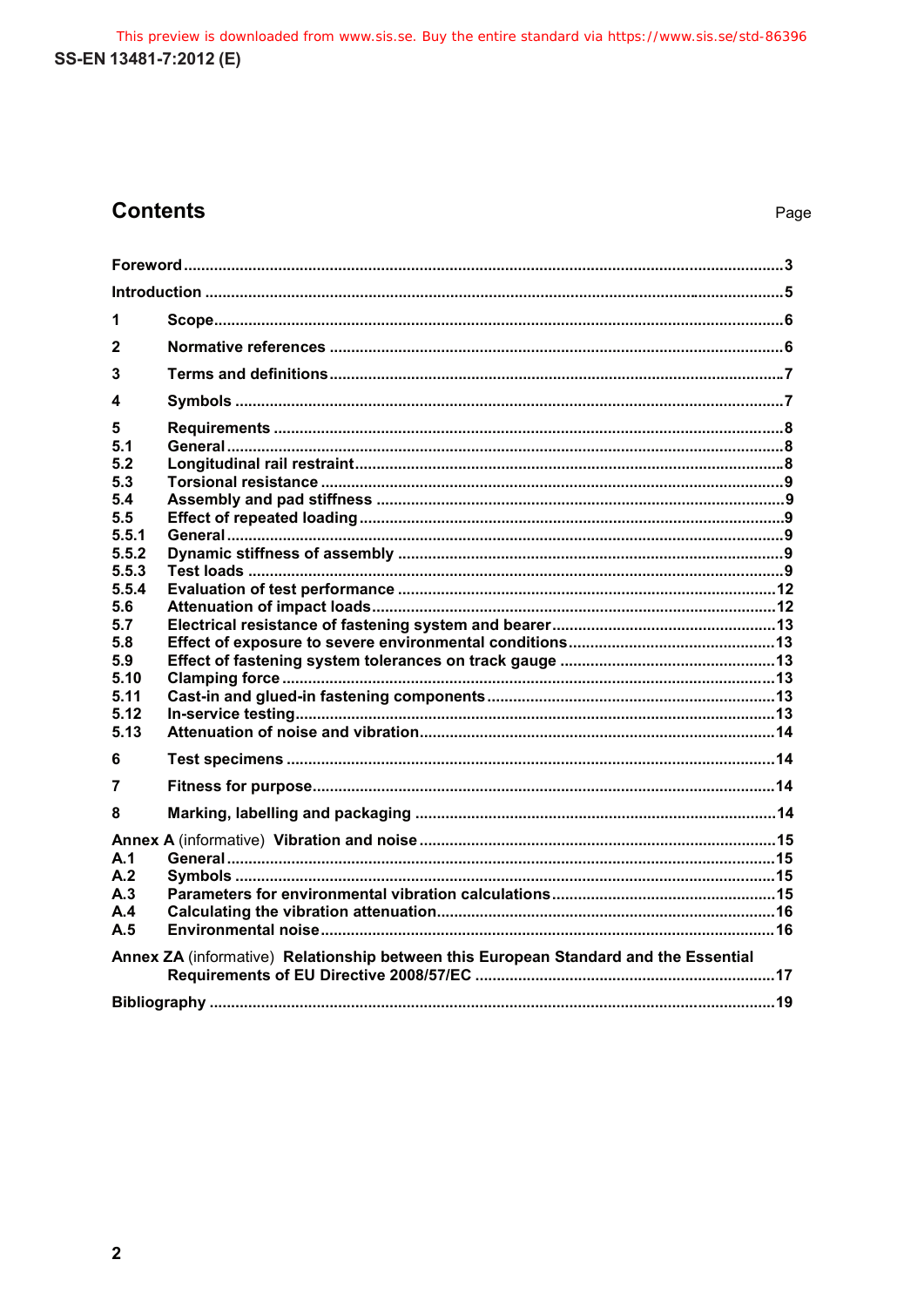## Contents

Page

Foreword ....................................................................................................................................3

Introduction ................................................................................................................................5

1 Scope.......................................................................................................................................6

2 Normative references ............................................................................................................6

3 Terms and definitions............................................................................................................7

4 Symbols ..................................................................................................................................7

5 Requirements .........................................................................................................................8
5.1 General....................................................................................................................................8
5.2 Longitudinal rail restraint......................................................................................................8
5.3 Torsional resistance ..............................................................................................................9
5.4 Assembly and pad stiffness ..................................................................................................9
5.5 Effect of repeated loading .....................................................................................................9
5.5.1 General....................................................................................................................................9
5.5.2 Dynamic stiffness of assembly .............................................................................................9
5.5.3 Test loads ...............................................................................................................................9
5.5.4 Evaluation of test performance ...........................................................................................12
5.6 Attenuation of impact loads.................................................................................................12
5.7 Electrical resistance of fastening system and bearer........................................................13
5.8 Effect of exposure to severe environmental conditions.....................................................13
5.9 Effect of fastening system tolerances on track gauge .......................................................13
5.10 Clamping force .....................................................................................................................13
5.11 Cast-in and glued-in fastening components.......................................................................13
5.12 In-service testing..................................................................................................................13
5.13 Attenuation of noise and vibration......................................................................................14

6 Test specimens ....................................................................................................................14

7 Fitness for purpose...............................................................................................................14

8 Marking, labelling and packaging ........................................................................................14

Annex A (informative) Vibration and noise ...........................................................................15
A.1 General..................................................................................................................................15
A.2 Symbols ................................................................................................................................15
A.3 Parameters for environmental vibration calculations.........................................................15
A.4 Calculating the vibration attenuation...................................................................................16
A.5 Environmental noise.............................................................................................................16

Annex ZA (informative) Relationship between this European Standard and the Essential Requirements of EU Directive 2008/57/EC ..........................................................................17

Bibliography ..........................................................................................................................19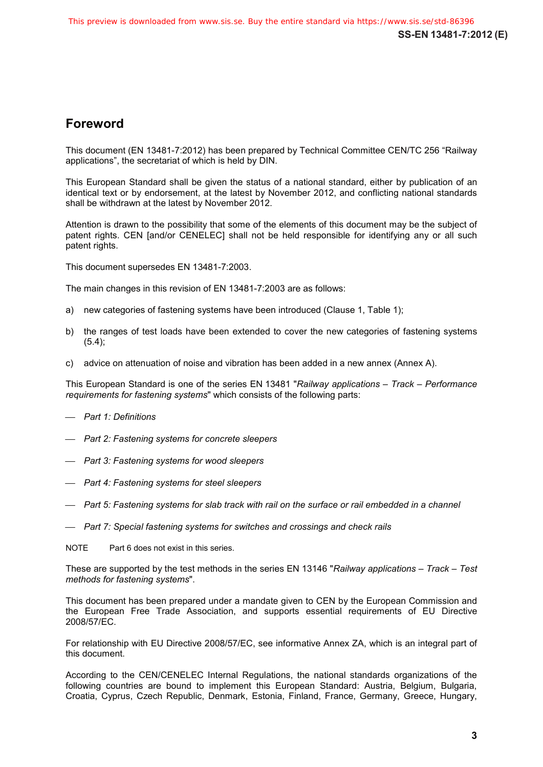# Foreword

This document (EN 13481-7:2012) has been prepared by Technical Committee CEN/TC 256 "Railway applications", the secretariat of which is held by DIN.

This European Standard shall be given the status of a national standard, either by publication of an identical text or by endorsement, at the latest by November 2012, and conflicting national standards shall be withdrawn at the latest by November 2012.

Attention is drawn to the possibility that some of the elements of this document may be the subject of patent rights. CEN [and/or CENELEC] shall not be held responsible for identifying any or all such patent rights.

This document supersedes EN 13481-7:2003.

The main changes in this revision of EN 13481-7:2003 are as follows:

a) new categories of fastening systems have been introduced (Clause 1, Table 1);

b) the ranges of test loads have been extended to cover the new categories of fastening systems (5.4);

c) advice on attenuation of noise and vibration has been added in a new annex (Annex A).

This European Standard is one of the series EN 13481 "*Railway applications – Track – Performance requirements for fastening systems*" which consists of the following parts:

— *Part 1: Definitions*

— *Part 2: Fastening systems for concrete sleepers*

— *Part 3: Fastening systems for wood sleepers*

— *Part 4: Fastening systems for steel sleepers*

— *Part 5: Fastening systems for slab track with rail on the surface or rail embedded in a channel*

— *Part 7: Special fastening systems for switches and crossings and check rails*

NOTE Part 6 does not exist in this series.

These are supported by the test methods in the series EN 13146 "*Railway applications – Track – Test methods for fastening systems*".

This document has been prepared under a mandate given to CEN by the European Commission and the European Free Trade Association, and supports essential requirements of EU Directive 2008/57/EC.

For relationship with EU Directive 2008/57/EC, see informative Annex ZA, which is an integral part of this document.

According to the CEN/CENELEC Internal Regulations, the national standards organizations of the following countries are bound to implement this European Standard: Austria, Belgium, Bulgaria, Croatia, Cyprus, Czech Republic, Denmark, Estonia, Finland, France, Germany, Greece, Hungary,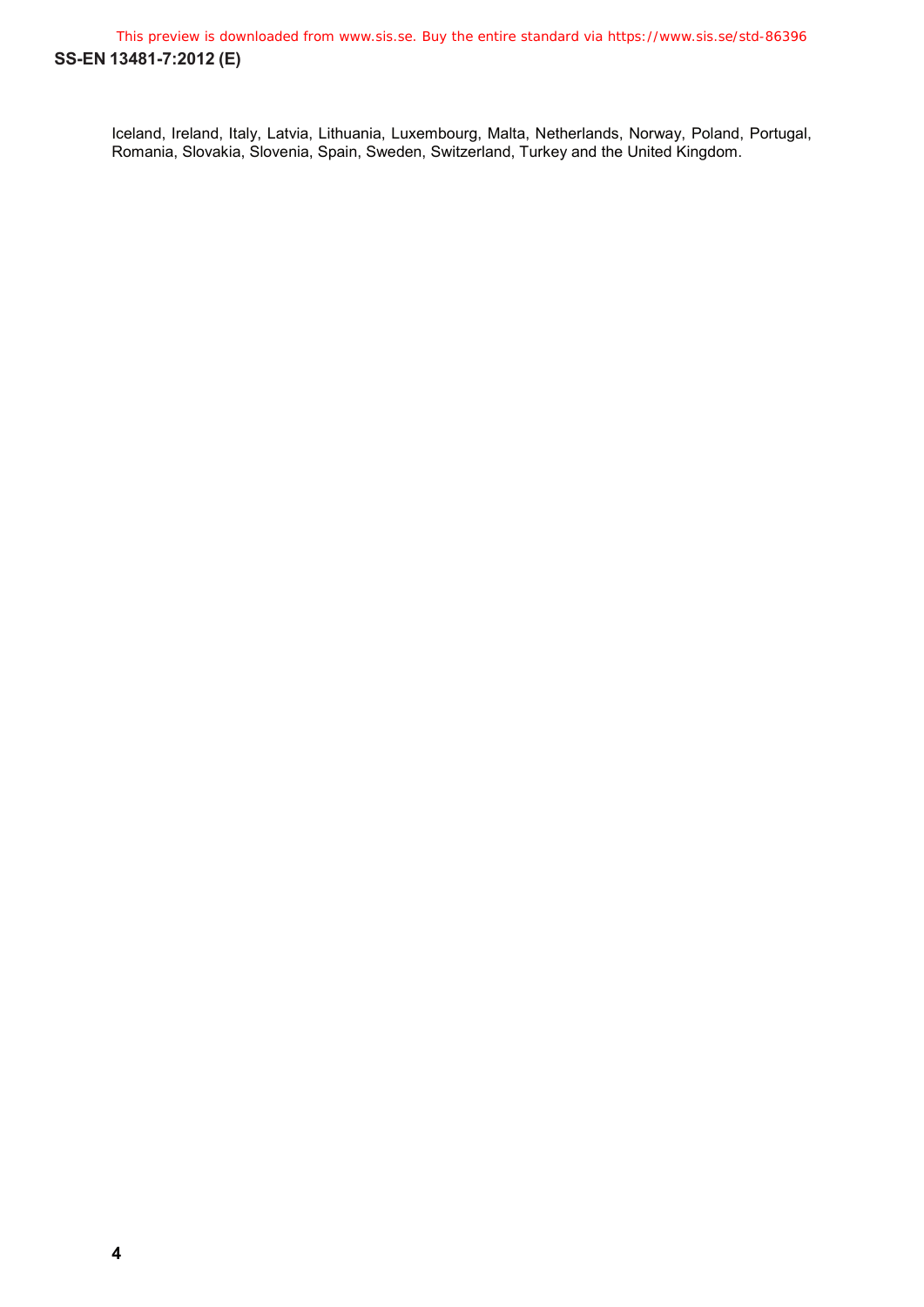Iceland, Ireland, Italy, Latvia, Lithuania, Luxembourg, Malta, Netherlands, Norway, Poland, Portugal, Romania, Slovakia, Slovenia, Spain, Sweden, Switzerland, Turkey and the United Kingdom.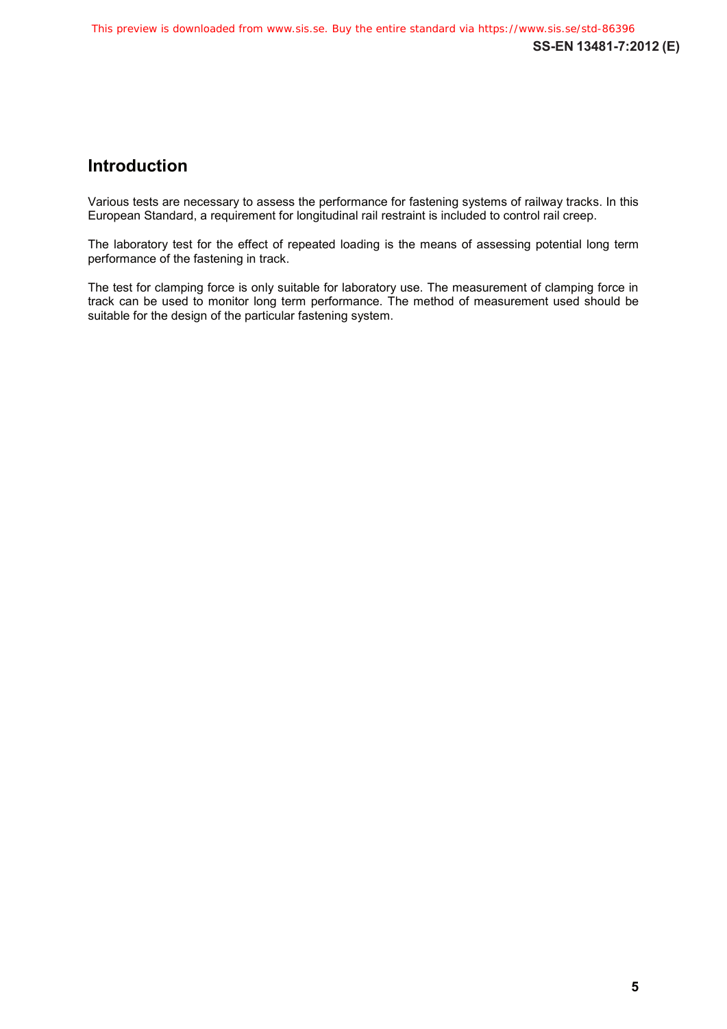# Introduction

Various tests are necessary to assess the performance for fastening systems of railway tracks. In this European Standard, a requirement for longitudinal rail restraint is included to control rail creep.

The laboratory test for the effect of repeated loading is the means of assessing potential long term performance of the fastening in track.

The test for clamping force is only suitable for laboratory use. The measurement of clamping force in track can be used to monitor long term performance. The method of measurement used should be suitable for the design of the particular fastening system.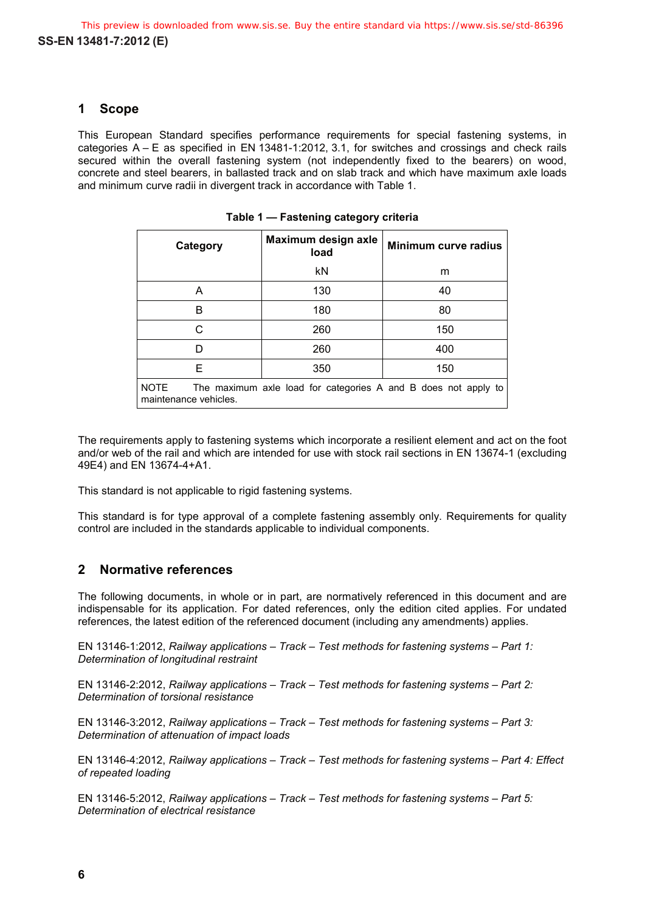## 1 Scope

This European Standard specifies performance requirements for special fastening systems, in categories A – E as specified in EN 13481-1:2012, 3.1, for switches and crossings and check rails secured within the overall fastening system (not independently fixed to the bearers) on wood, concrete and steel bearers, in ballasted track and on slab track and which have maximum axle loads and minimum curve radii in divergent track in accordance with Table 1.

**Table 1 — Fastening category criteria**

| Category | Maximum design axle load | Minimum curve radius |
|---|---|---|
| | kN | m |
| A | 130 | 40 |
| B | 180 | 80 |
| C | 260 | 150 |
| D | 260 | 400 |
| E | 350 | 150 |
| NOTE The maximum axle load for categories A and B does not apply to maintenance vehicles. | | |

The requirements apply to fastening systems which incorporate a resilient element and act on the foot and/or web of the rail and which are intended for use with stock rail sections in EN 13674-1 (excluding 49E4) and EN 13674-4+A1.

This standard is not applicable to rigid fastening systems.

This standard is for type approval of a complete fastening assembly only. Requirements for quality control are included in the standards applicable to individual components.

## 2 Normative references

The following documents, in whole or in part, are normatively referenced in this document and are indispensable for its application. For dated references, only the edition cited applies. For undated references, the latest edition of the referenced document (including any amendments) applies.

EN 13146-1:2012, *Railway applications – Track – Test methods for fastening systems – Part 1: Determination of longitudinal restraint*

EN 13146-2:2012, *Railway applications – Track – Test methods for fastening systems – Part 2: Determination of torsional resistance*

EN 13146-3:2012, *Railway applications – Track – Test methods for fastening systems – Part 3: Determination of attenuation of impact loads*

EN 13146-4:2012, *Railway applications – Track – Test methods for fastening systems – Part 4: Effect of repeated loading*

EN 13146-5:2012, *Railway applications – Track – Test methods for fastening systems – Part 5: Determination of electrical resistance*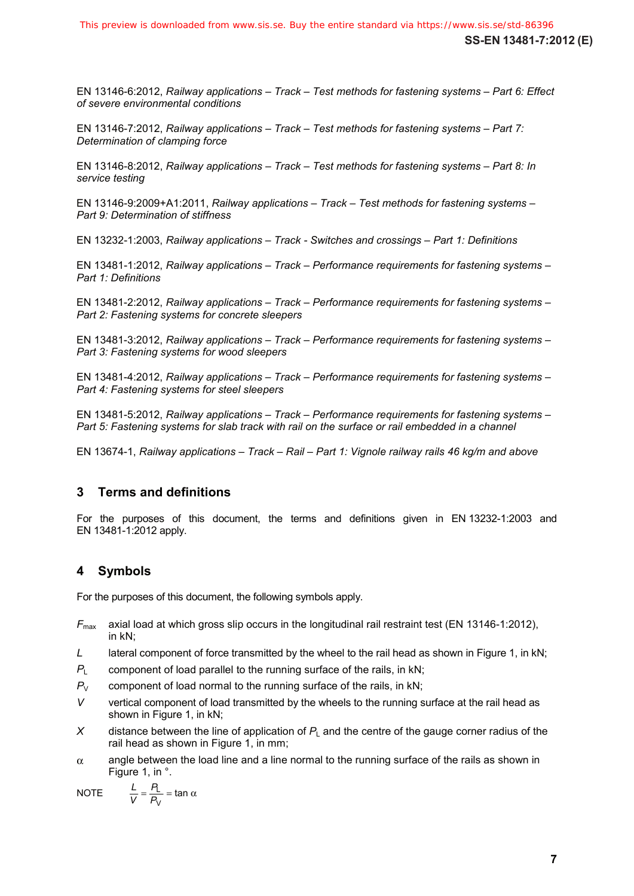EN 13146-6:2012, *Railway applications – Track – Test methods for fastening systems – Part 6: Effect of severe environmental conditions*

EN 13146-7:2012, *Railway applications – Track – Test methods for fastening systems – Part 7: Determination of clamping force*

EN 13146-8:2012, *Railway applications – Track – Test methods for fastening systems – Part 8: In service testing*

EN 13146-9:2009+A1:2011, *Railway applications – Track – Test methods for fastening systems – Part 9: Determination of stiffness*

EN 13232-1:2003, *Railway applications – Track - Switches and crossings – Part 1: Definitions*

EN 13481-1:2012, *Railway applications – Track – Performance requirements for fastening systems – Part 1: Definitions*

EN 13481-2:2012, *Railway applications – Track – Performance requirements for fastening systems – Part 2: Fastening systems for concrete sleepers*

EN 13481-3:2012, *Railway applications – Track – Performance requirements for fastening systems – Part 3: Fastening systems for wood sleepers*

EN 13481-4:2012, *Railway applications – Track – Performance requirements for fastening systems – Part 4: Fastening systems for steel sleepers*

EN 13481-5:2012, *Railway applications – Track – Performance requirements for fastening systems – Part 5: Fastening systems for slab track with rail on the surface or rail embedded in a channel*

EN 13674-1, *Railway applications – Track – Rail – Part 1: Vignole railway rails 46 kg/m and above*

## 3 Terms and definitions

For the purposes of this document, the terms and definitions given in EN 13232-1:2003 and EN 13481-1:2012 apply.

## 4 Symbols

For the purposes of this document, the following symbols apply.

$F_{max}$ axial load at which gross slip occurs in the longitudinal rail restraint test (EN 13146-1:2012), in kN;

$L$ lateral component of force transmitted by the wheel to the rail head as shown in Figure 1, in kN;

$P_L$ component of load parallel to the running surface of the rails, in kN;

$P_V$ component of load normal to the running surface of the rails, in kN;

$V$ vertical component of load transmitted by the wheels to the running surface at the rail head as shown in Figure 1, in kN;

$X$ distance between the line of application of $P_L$ and the centre of the gauge corner radius of the rail head as shown in Figure 1, in mm;

$\alpha$ angle between the load line and a line normal to the running surface of the rails as shown in Figure 1, in °.

NOTE $\frac{L}{V} = \frac{P_L}{P_V} = \tan \alpha$